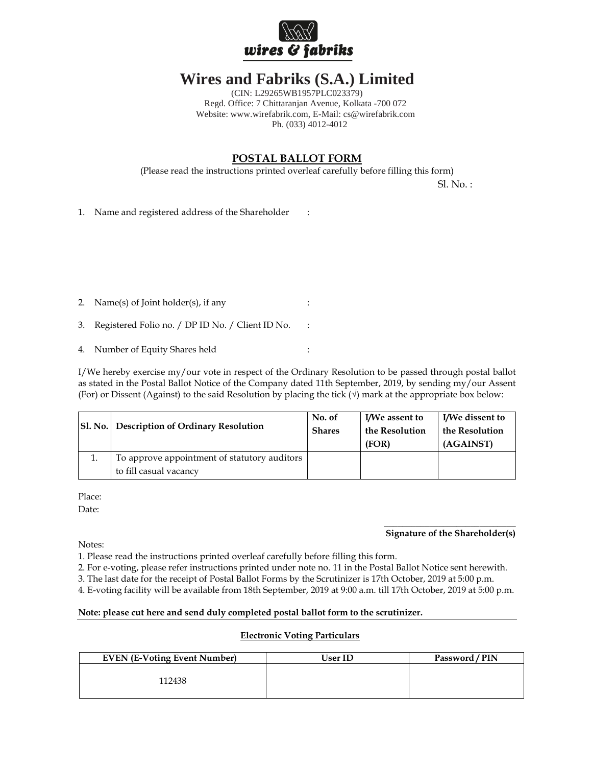wires & fabriks

# Wires and Fabriks (S.A.) Limited

(CIN: L29265WB1957PLC023379)
Regd. Office: 7 Chittaranjan Avenue, Kolkata -700 072
Website: www.wirefabrik.com, E-Mail: cs@wirefabrik.com
Ph. (033) 4012-4012

## POSTAL BALLOT FORM

(Please read the instructions printed overleaf carefully before filling this form)

Sl. No. :

1. Name and registered address of the Shareholder :

2. Name(s) of Joint holder(s), if any :
3. Registered Folio no. / DP ID No. / Client ID No. :
4. Number of Equity Shares held :

I/We hereby exercise my/our vote in respect of the Ordinary Resolution to be passed through postal ballot as stated in the Postal Ballot Notice of the Company dated 11th September, 2019, by sending my/our Assent (For) or Dissent (Against) to the said Resolution by placing the tick (√) mark at the appropriate box below:

| Sl. No. | Description of Ordinary Resolution | No. of Shares | I/We assent to the Resolution (FOR) | I/We dissent to the Resolution (AGAINST) |
|---|---|---|---|---|
| 1. | To approve appointment of statutory auditors to fill casual vacancy | | | |

Place:
Date:

**Signature of the Shareholder(s)**

Notes:
1. Please read the instructions printed overleaf carefully before filling this form.
2. For e-voting, please refer instructions printed under note no. 11 in the Postal Ballot Notice sent herewith.
3. The last date for the receipt of Postal Ballot Forms by the Scrutinizer is 17th October, 2019 at 5:00 p.m.
4. E-voting facility will be available from 18th September, 2019 at 9:00 a.m. till 17th October, 2019 at 5:00 p.m.

**Note: please cut here and send duly completed postal ballot form to the scrutinizer.**

**Electronic Voting Particulars**

| EVEN (E-Voting Event Number) | User ID | Password / PIN |
|---|---|---|
| 112438 | | |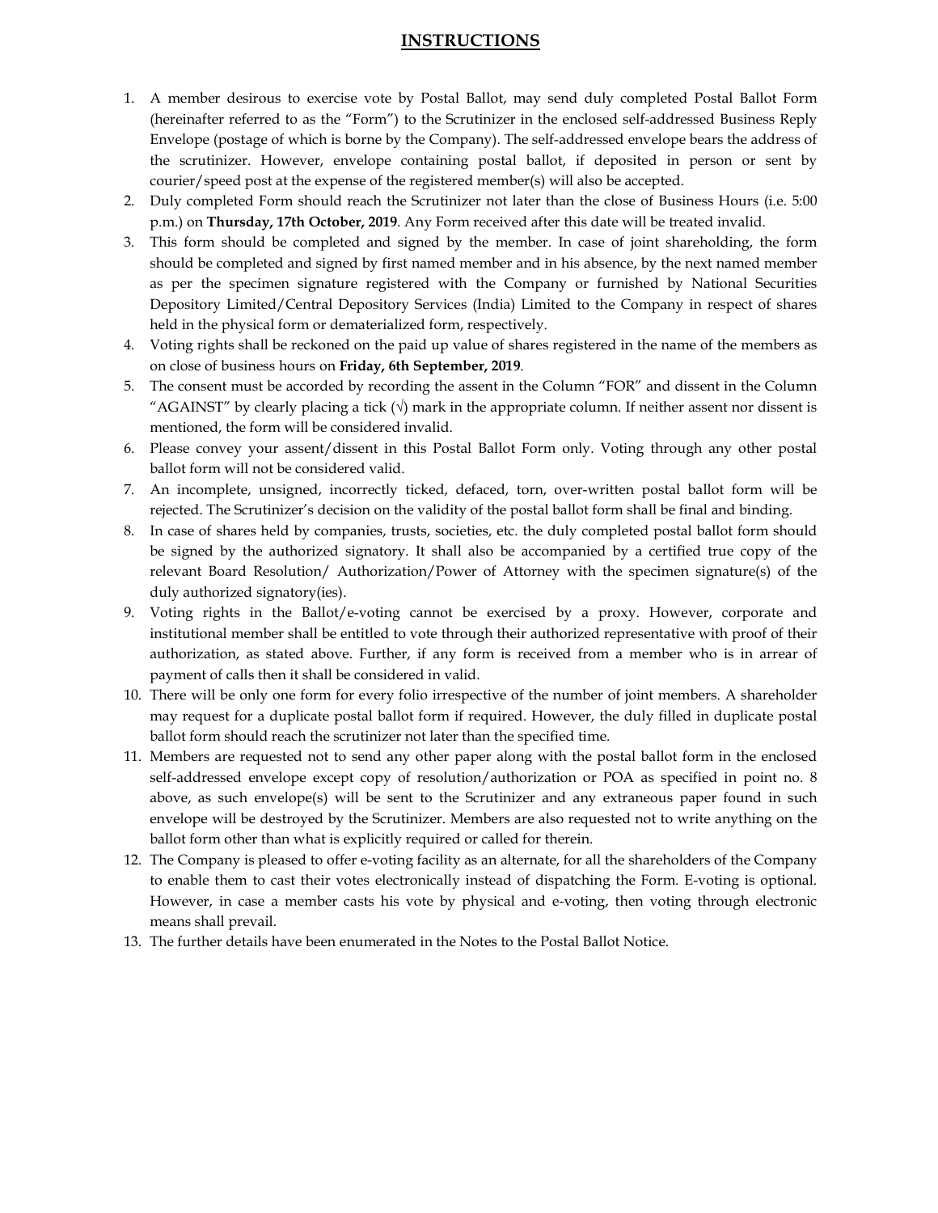## INSTRUCTIONS

1. A member desirous to exercise vote by Postal Ballot, may send duly completed Postal Ballot Form (hereinafter referred to as the "Form") to the Scrutinizer in the enclosed self-addressed Business Reply Envelope (postage of which is borne by the Company). The self-addressed envelope bears the address of the scrutinizer. However, envelope containing postal ballot, if deposited in person or sent by courier/speed post at the expense of the registered member(s) will also be accepted.
2. Duly completed Form should reach the Scrutinizer not later than the close of Business Hours (i.e. 5:00 p.m.) on **Thursday, 17th October, 2019**. Any Form received after this date will be treated invalid.
3. This form should be completed and signed by the member. In case of joint shareholding, the form should be completed and signed by first named member and in his absence, by the next named member as per the specimen signature registered with the Company or furnished by National Securities Depository Limited/Central Depository Services (India) Limited to the Company in respect of shares held in the physical form or dematerialized form, respectively.
4. Voting rights shall be reckoned on the paid up value of shares registered in the name of the members as on close of business hours on **Friday, 6th September, 2019**.
5. The consent must be accorded by recording the assent in the Column "FOR" and dissent in the Column "AGAINST" by clearly placing a tick (√) mark in the appropriate column. If neither assent nor dissent is mentioned, the form will be considered invalid.
6. Please convey your assent/dissent in this Postal Ballot Form only. Voting through any other postal ballot form will not be considered valid.
7. An incomplete, unsigned, incorrectly ticked, defaced, torn, over-written postal ballot form will be rejected. The Scrutinizer's decision on the validity of the postal ballot form shall be final and binding.
8. In case of shares held by companies, trusts, societies, etc. the duly completed postal ballot form should be signed by the authorized signatory. It shall also be accompanied by a certified true copy of the relevant Board Resolution/ Authorization/Power of Attorney with the specimen signature(s) of the duly authorized signatory(ies).
9. Voting rights in the Ballot/e-voting cannot be exercised by a proxy. However, corporate and institutional member shall be entitled to vote through their authorized representative with proof of their authorization, as stated above. Further, if any form is received from a member who is in arrear of payment of calls then it shall be considered in valid.
10. There will be only one form for every folio irrespective of the number of joint members. A shareholder may request for a duplicate postal ballot form if required. However, the duly filled in duplicate postal ballot form should reach the scrutinizer not later than the specified time.
11. Members are requested not to send any other paper along with the postal ballot form in the enclosed self-addressed envelope except copy of resolution/authorization or POA as specified in point no. 8 above, as such envelope(s) will be sent to the Scrutinizer and any extraneous paper found in such envelope will be destroyed by the Scrutinizer. Members are also requested not to write anything on the ballot form other than what is explicitly required or called for therein.
12. The Company is pleased to offer e-voting facility as an alternate, for all the shareholders of the Company to enable them to cast their votes electronically instead of dispatching the Form. E-voting is optional. However, in case a member casts his vote by physical and e-voting, then voting through electronic means shall prevail.
13. The further details have been enumerated in the Notes to the Postal Ballot Notice.